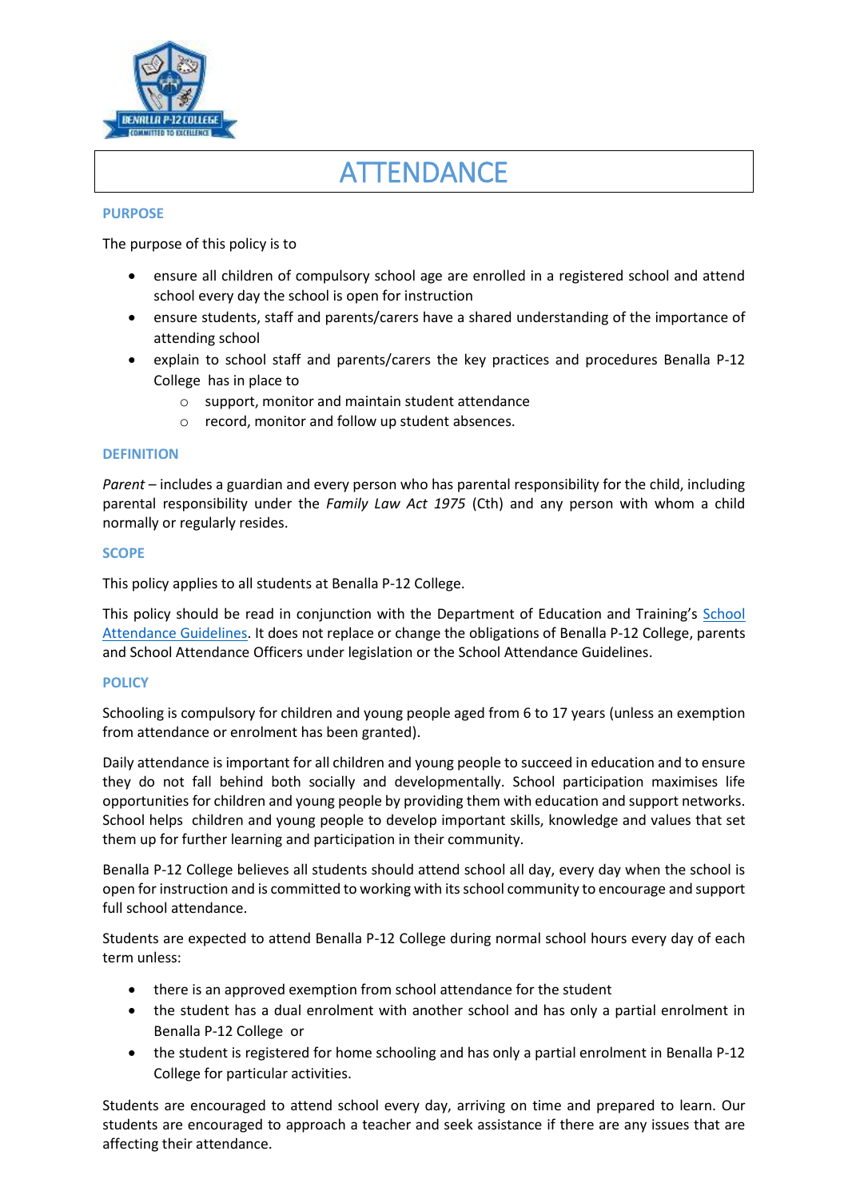# ATTENDANCE

## PURPOSE

The purpose of this policy is to

- ensure all children of compulsory school age are enrolled in a registered school and attend school every day the school is open for instruction
- ensure students, staff and parents/carers have a shared understanding of the importance of attending school
- explain to school staff and parents/carers the key practices and procedures Benalla P-12 College has in place to
  - support, monitor and maintain student attendance
  - record, monitor and follow up student absences.

## DEFINITION

*Parent* – includes a guardian and every person who has parental responsibility for the child, including parental responsibility under the *Family Law Act 1975* (Cth) and any person with whom a child normally or regularly resides.

## SCOPE

This policy applies to all students at Benalla P-12 College.

This policy should be read in conjunction with the Department of Education and Training's School Attendance Guidelines. It does not replace or change the obligations of Benalla P-12 College, parents and School Attendance Officers under legislation or the School Attendance Guidelines.

## POLICY

Schooling is compulsory for children and young people aged from 6 to 17 years (unless an exemption from attendance or enrolment has been granted).

Daily attendance is important for all children and young people to succeed in education and to ensure they do not fall behind both socially and developmentally. School participation maximises life opportunities for children and young people by providing them with education and support networks. School helps children and young people to develop important skills, knowledge and values that set them up for further learning and participation in their community.

Benalla P-12 College believes all students should attend school all day, every day when the school is open for instruction and is committed to working with its school community to encourage and support full school attendance.

Students are expected to attend Benalla P-12 College during normal school hours every day of each term unless:

- there is an approved exemption from school attendance for the student
- the student has a dual enrolment with another school and has only a partial enrolment in Benalla P-12 College or
- the student is registered for home schooling and has only a partial enrolment in Benalla P-12 College for particular activities.

Students are encouraged to attend school every day, arriving on time and prepared to learn. Our students are encouraged to approach a teacher and seek assistance if there are any issues that are affecting their attendance.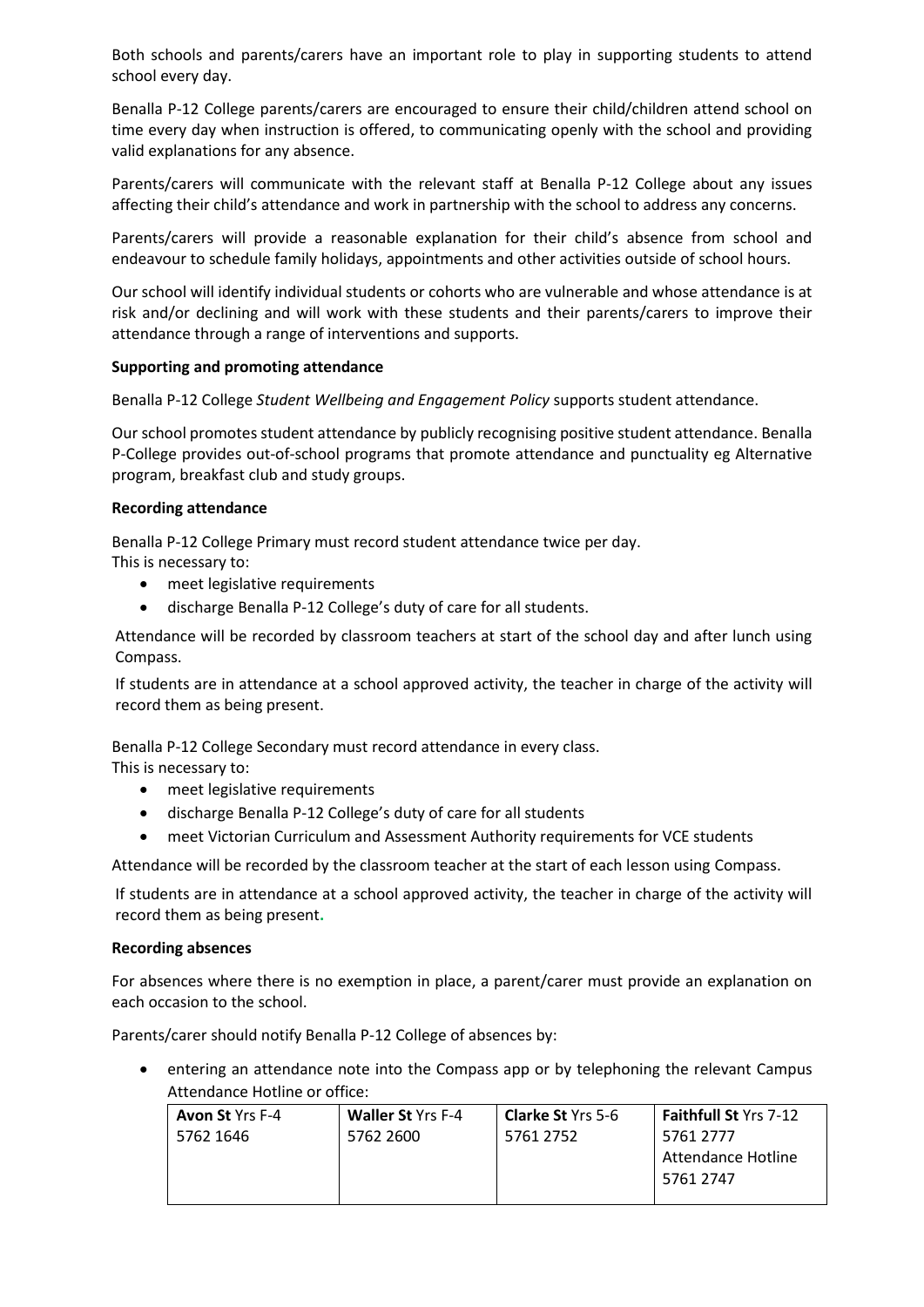Both schools and parents/carers have an important role to play in supporting students to attend school every day.

Benalla P-12 College parents/carers are encouraged to ensure their child/children attend school on time every day when instruction is offered, to communicating openly with the school and providing valid explanations for any absence.

Parents/carers will communicate with the relevant staff at Benalla P-12 College about any issues affecting their child's attendance and work in partnership with the school to address any concerns.

Parents/carers will provide a reasonable explanation for their child's absence from school and endeavour to schedule family holidays, appointments and other activities outside of school hours.

Our school will identify individual students or cohorts who are vulnerable and whose attendance is at risk and/or declining and will work with these students and their parents/carers to improve their attendance through a range of interventions and supports.

**Supporting and promoting attendance**

Benalla P-12 College *Student Wellbeing and Engagement Policy* supports student attendance.

Our school promotes student attendance by publicly recognising positive student attendance. Benalla P-College provides out-of-school programs that promote attendance and punctuality eg Alternative program, breakfast club and study groups.

**Recording attendance**

Benalla P-12 College Primary must record student attendance twice per day.
This is necessary to:

- meet legislative requirements
- discharge Benalla P-12 College's duty of care for all students.

Attendance will be recorded by classroom teachers at start of the school day and after lunch using Compass.

If students are in attendance at a school approved activity, the teacher in charge of the activity will record them as being present.

Benalla P-12 College Secondary must record attendance in every class.
This is necessary to:

- meet legislative requirements
- discharge Benalla P-12 College's duty of care for all students
- meet Victorian Curriculum and Assessment Authority requirements for VCE students

Attendance will be recorded by the classroom teacher at the start of each lesson using Compass.

If students are in attendance at a school approved activity, the teacher in charge of the activity will record them as being present.

**Recording absences**

For absences where there is no exemption in place, a parent/carer must provide an explanation on each occasion to the school.

Parents/carer should notify Benalla P-12 College of absences by:

- entering an attendance note into the Compass app or by telephoning the relevant Campus Attendance Hotline or office:

| **Avon St** Yrs F-4 | **Waller St** Yrs F-4 | **Clarke St** Yrs 5-6 | **Faithfull St** Yrs 7-12 |
|---|---|---|---|
| 5762 1646 | 5762 2600 | 5761 2752 | 5761 2777<br>Attendance Hotline<br>5761 2747 |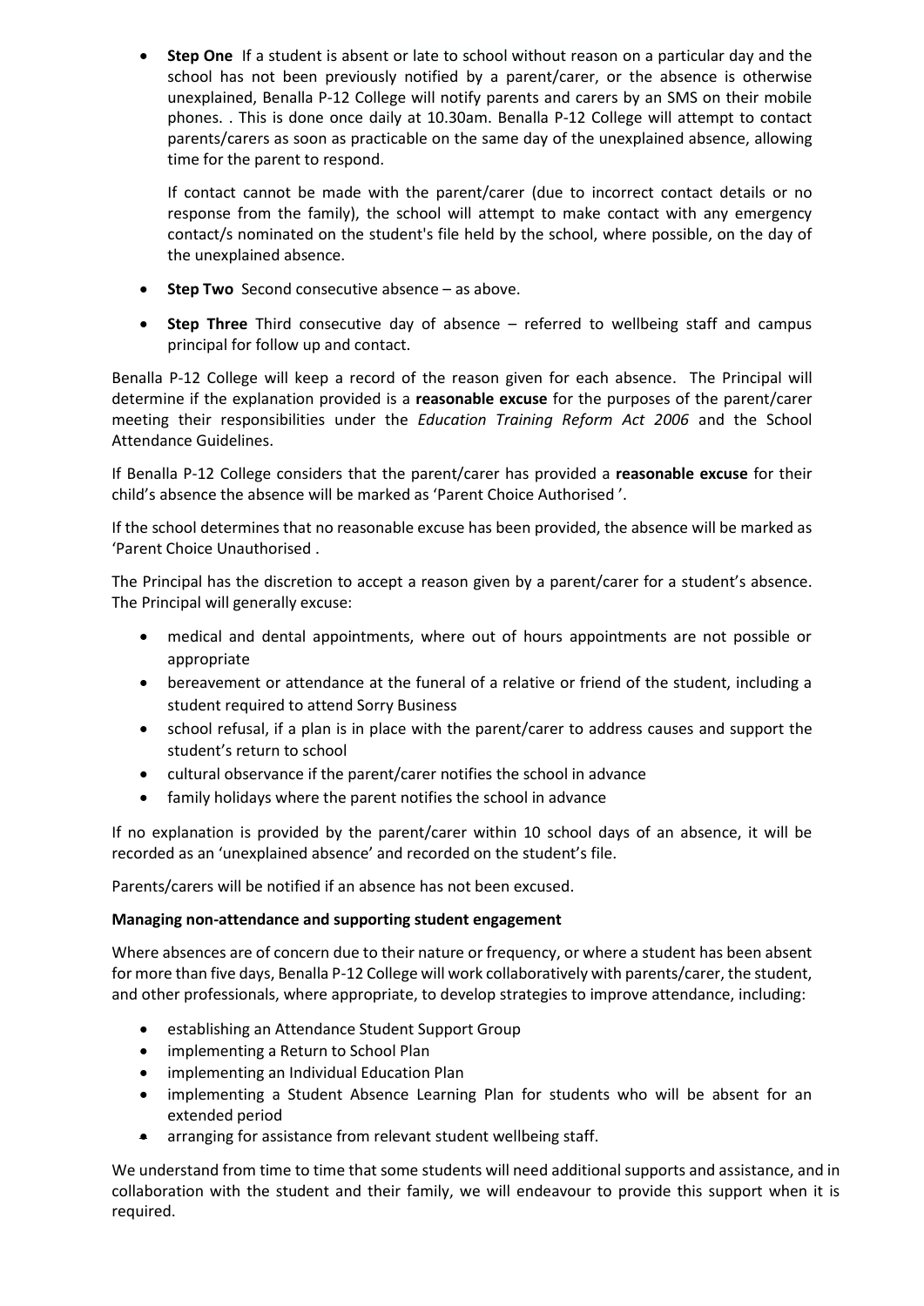- **Step One** If a student is absent or late to school without reason on a particular day and the school has not been previously notified by a parent/carer, or the absence is otherwise unexplained, Benalla P-12 College will notify parents and carers by an SMS on their mobile phones. . This is done once daily at 10.30am. Benalla P-12 College will attempt to contact parents/carers as soon as practicable on the same day of the unexplained absence, allowing time for the parent to respond.

  If contact cannot be made with the parent/carer (due to incorrect contact details or no response from the family), the school will attempt to make contact with any emergency contact/s nominated on the student's file held by the school, where possible, on the day of the unexplained absence.

- **Step Two** Second consecutive absence – as above.
- **Step Three** Third consecutive day of absence – referred to wellbeing staff and campus principal for follow up and contact.

Benalla P-12 College will keep a record of the reason given for each absence. The Principal will determine if the explanation provided is a **reasonable excuse** for the purposes of the parent/carer meeting their responsibilities under the *Education Training Reform Act 2006* and the School Attendance Guidelines.

If Benalla P-12 College considers that the parent/carer has provided a **reasonable excuse** for their child's absence the absence will be marked as 'Parent Choice Authorised '.

If the school determines that no reasonable excuse has been provided, the absence will be marked as 'Parent Choice Unauthorised .

The Principal has the discretion to accept a reason given by a parent/carer for a student's absence. The Principal will generally excuse:

- medical and dental appointments, where out of hours appointments are not possible or appropriate
- bereavement or attendance at the funeral of a relative or friend of the student, including a student required to attend Sorry Business
- school refusal, if a plan is in place with the parent/carer to address causes and support the student's return to school
- cultural observance if the parent/carer notifies the school in advance
- family holidays where the parent notifies the school in advance

If no explanation is provided by the parent/carer within 10 school days of an absence, it will be recorded as an 'unexplained absence' and recorded on the student's file.

Parents/carers will be notified if an absence has not been excused.

**Managing non-attendance and supporting student engagement**

Where absences are of concern due to their nature or frequency, or where a student has been absent for more than five days, Benalla P-12 College will work collaboratively with parents/carer, the student, and other professionals, where appropriate, to develop strategies to improve attendance, including:

- establishing an Attendance Student Support Group
- implementing a Return to School Plan
- implementing an Individual Education Plan
- implementing a Student Absence Learning Plan for students who will be absent for an extended period
- arranging for assistance from relevant student wellbeing staff.

We understand from time to time that some students will need additional supports and assistance, and in collaboration with the student and their family, we will endeavour to provide this support when it is required.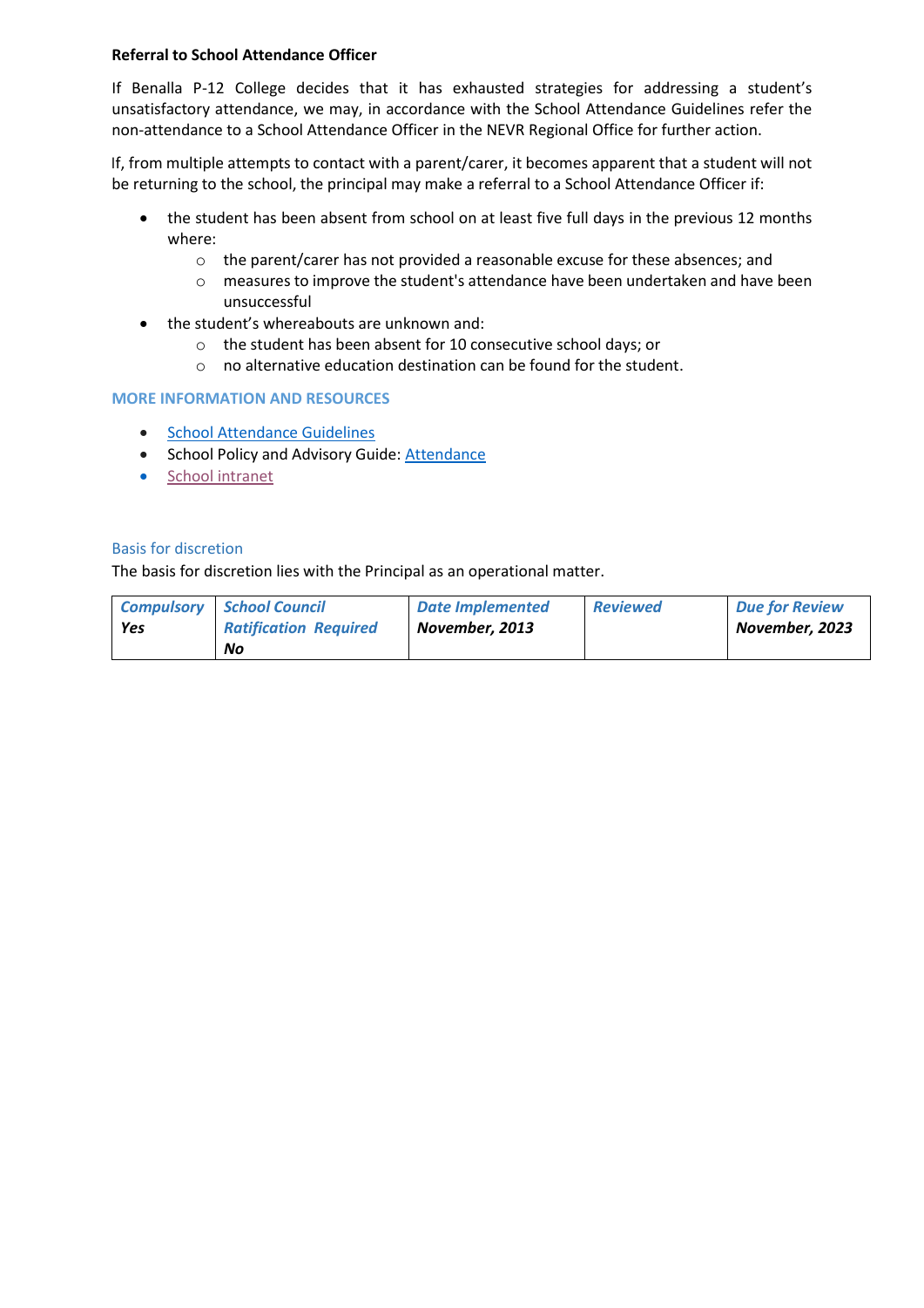**Referral to School Attendance Officer**

If Benalla P-12 College decides that it has exhausted strategies for addressing a student's unsatisfactory attendance, we may, in accordance with the School Attendance Guidelines refer the non-attendance to a School Attendance Officer in the NEVR Regional Office for further action.

If, from multiple attempts to contact with a parent/carer, it becomes apparent that a student will not be returning to the school, the principal may make a referral to a School Attendance Officer if:

- the student has been absent from school on at least five full days in the previous 12 months where:
  - the parent/carer has not provided a reasonable excuse for these absences; and
  - measures to improve the student's attendance have been undertaken and have been unsuccessful
- the student's whereabouts are unknown and:
  - the student has been absent for 10 consecutive school days; or
  - no alternative education destination can be found for the student.

## MORE INFORMATION AND RESOURCES

- School Attendance Guidelines
- School Policy and Advisory Guide: Attendance
- School intranet

### Basis for discretion

The basis for discretion lies with the Principal as an operational matter.

| *Compulsory* | *School Council Ratification Required* | *Date Implemented* | *Reviewed* | *Due for Review* |
|---|---|---|---|---|
| ***Yes*** | ***No*** | ***November, 2013*** | | ***November, 2023*** |